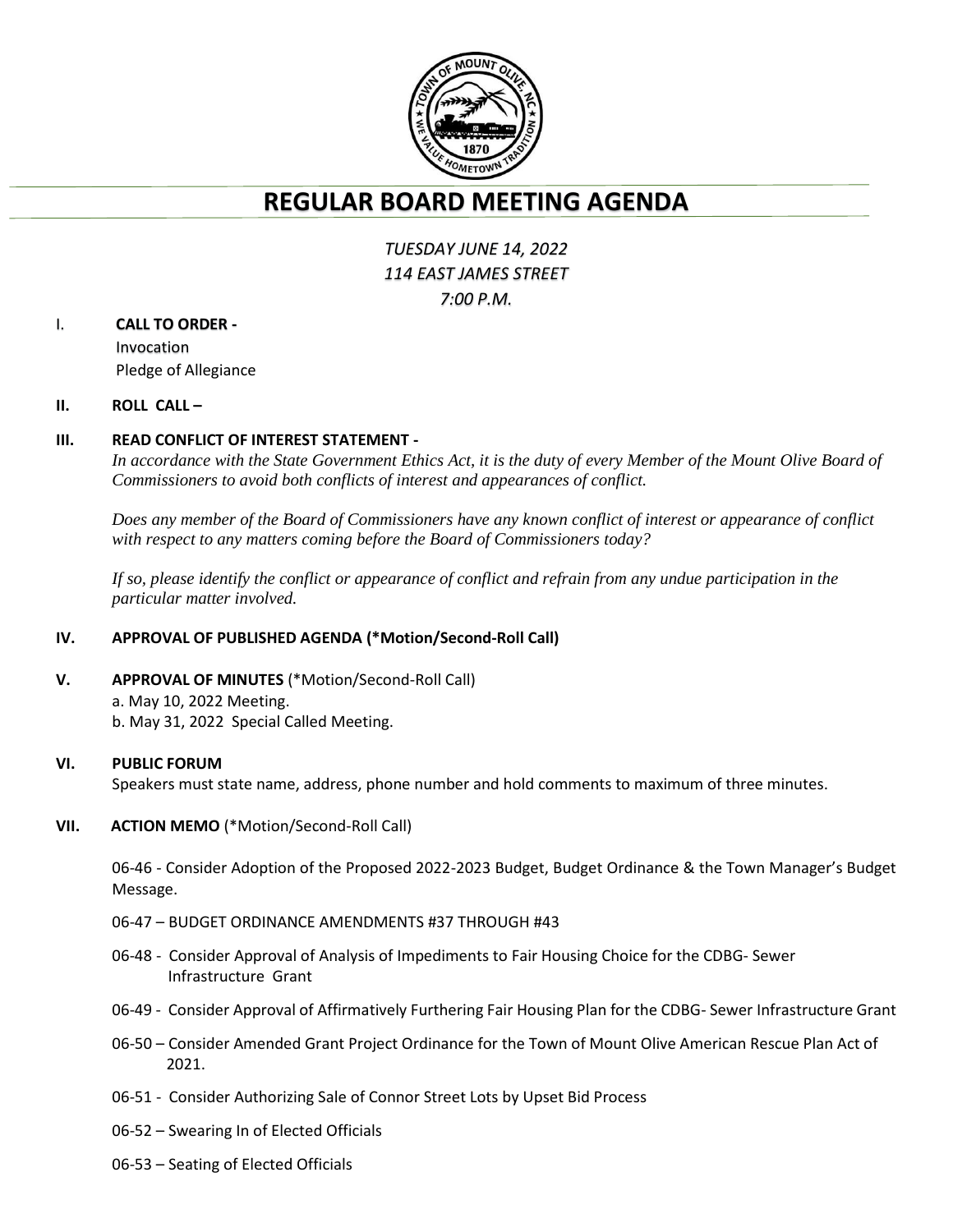# REGULAR BOARD MEETING AGENDA

*TUESDAY JUNE 14, 2022*
*114 EAST JAMES STREET*
*7:00 P.M.*

I. **CALL TO ORDER -**
Invocation
Pledge of Allegiance

**II. ROLL CALL –**

**III. READ CONFLICT OF INTEREST STATEMENT -**

*In accordance with the State Government Ethics Act, it is the duty of every Member of the Mount Olive Board of Commissioners to avoid both conflicts of interest and appearances of conflict.*

*Does any member of the Board of Commissioners have any known conflict of interest or appearance of conflict with respect to any matters coming before the Board of Commissioners today?*

*If so, please identify the conflict or appearance of conflict and refrain from any undue participation in the particular matter involved.*

**IV. APPROVAL OF PUBLISHED AGENDA (*Motion/Second-Roll Call)**

**V. APPROVAL OF MINUTES** (*Motion/Second-Roll Call)
a. May 10, 2022 Meeting.
b. May 31, 2022 Special Called Meeting.

**VI. PUBLIC FORUM**
Speakers must state name, address, phone number and hold comments to maximum of three minutes.

**VII. ACTION MEMO** (*Motion/Second-Roll Call)

06-46 - Consider Adoption of the Proposed 2022-2023 Budget, Budget Ordinance & the Town Manager's Budget Message.

06-47 – BUDGET ORDINANCE AMENDMENTS #37 THROUGH #43

06-48 - Consider Approval of Analysis of Impediments to Fair Housing Choice for the CDBG- Sewer Infrastructure Grant

06-49 - Consider Approval of Affirmatively Furthering Fair Housing Plan for the CDBG- Sewer Infrastructure Grant

06-50 – Consider Amended Grant Project Ordinance for the Town of Mount Olive American Rescue Plan Act of 2021.

06-51 - Consider Authorizing Sale of Connor Street Lots by Upset Bid Process

06-52 – Swearing In of Elected Officials

06-53 – Seating of Elected Officials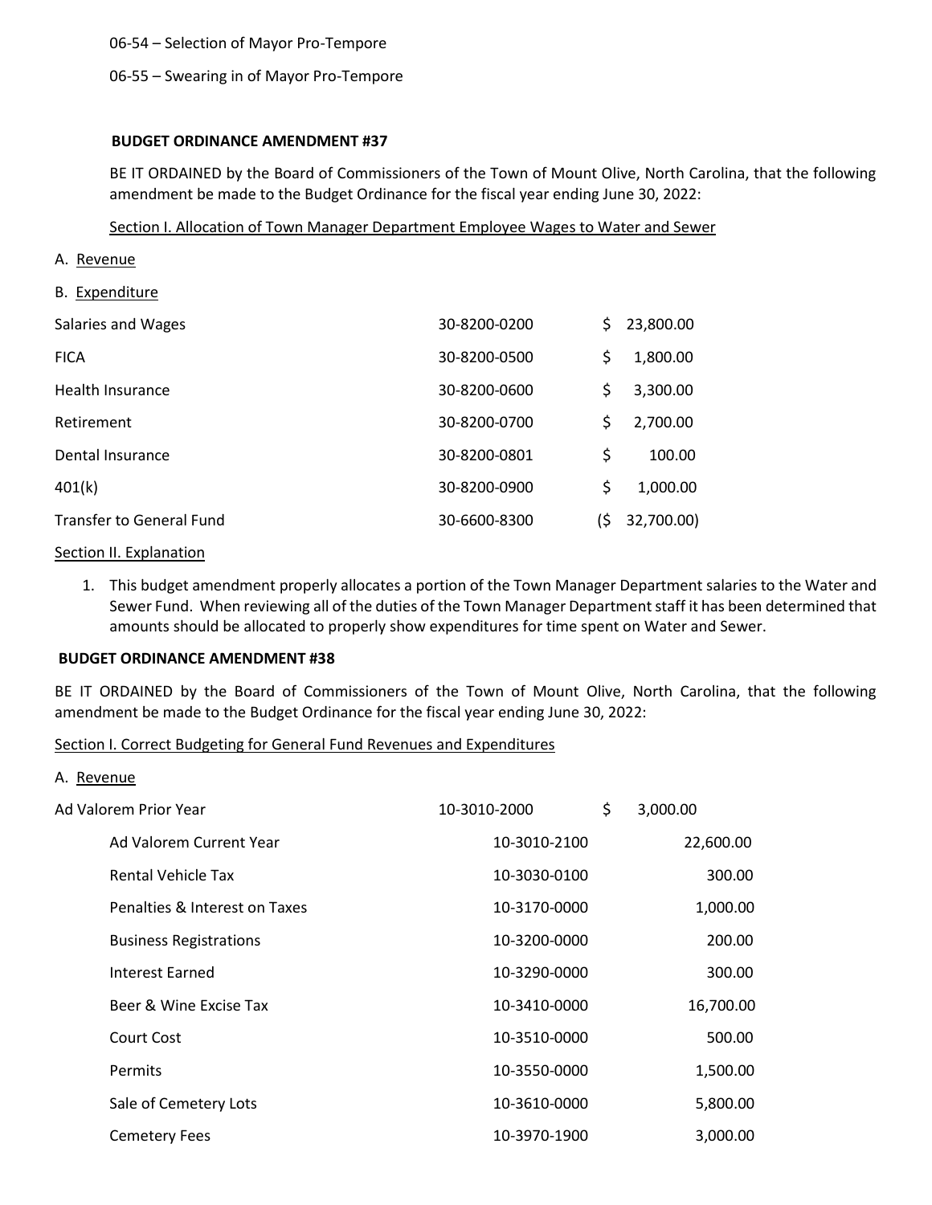06-54 – Selection of Mayor Pro-Tempore

06-55 – Swearing in of Mayor Pro-Tempore

**BUDGET ORDINANCE AMENDMENT #37**

BE IT ORDAINED by the Board of Commissioners of the Town of Mount Olive, North Carolina, that the following amendment be made to the Budget Ordinance for the fiscal year ending June 30, 2022:

Section I. Allocation of Town Manager Department Employee Wages to Water and Sewer

A. Revenue

B. Expenditure

| | | |
|---|---|---|
| Salaries and Wages | 30-8200-0200 | $ 23,800.00 |
| FICA | 30-8200-0500 | $ 1,800.00 |
| Health Insurance | 30-8200-0600 | $ 3,300.00 |
| Retirement | 30-8200-0700 | $ 2,700.00 |
| Dental Insurance | 30-8200-0801 | $ 100.00 |
| 401(k) | 30-8200-0900 | $ 1,000.00 |
| Transfer to General Fund | 30-6600-8300 | ($ 32,700.00) |

Section II. Explanation

1. This budget amendment properly allocates a portion of the Town Manager Department salaries to the Water and Sewer Fund. When reviewing all of the duties of the Town Manager Department staff it has been determined that amounts should be allocated to properly show expenditures for time spent on Water and Sewer.

**BUDGET ORDINANCE AMENDMENT #38**

BE IT ORDAINED by the Board of Commissioners of the Town of Mount Olive, North Carolina, that the following amendment be made to the Budget Ordinance for the fiscal year ending June 30, 2022:

Section I. Correct Budgeting for General Fund Revenues and Expenditures

A. Revenue

| | | |
|---|---|---|
| Ad Valorem Prior Year | 10-3010-2000 | $ 3,000.00 |
| Ad Valorem Current Year | 10-3010-2100 | 22,600.00 |
| Rental Vehicle Tax | 10-3030-0100 | 300.00 |
| Penalties & Interest on Taxes | 10-3170-0000 | 1,000.00 |
| Business Registrations | 10-3200-0000 | 200.00 |
| Interest Earned | 10-3290-0000 | 300.00 |
| Beer & Wine Excise Tax | 10-3410-0000 | 16,700.00 |
| Court Cost | 10-3510-0000 | 500.00 |
| Permits | 10-3550-0000 | 1,500.00 |
| Sale of Cemetery Lots | 10-3610-0000 | 5,800.00 |
| Cemetery Fees | 10-3970-1900 | 3,000.00 |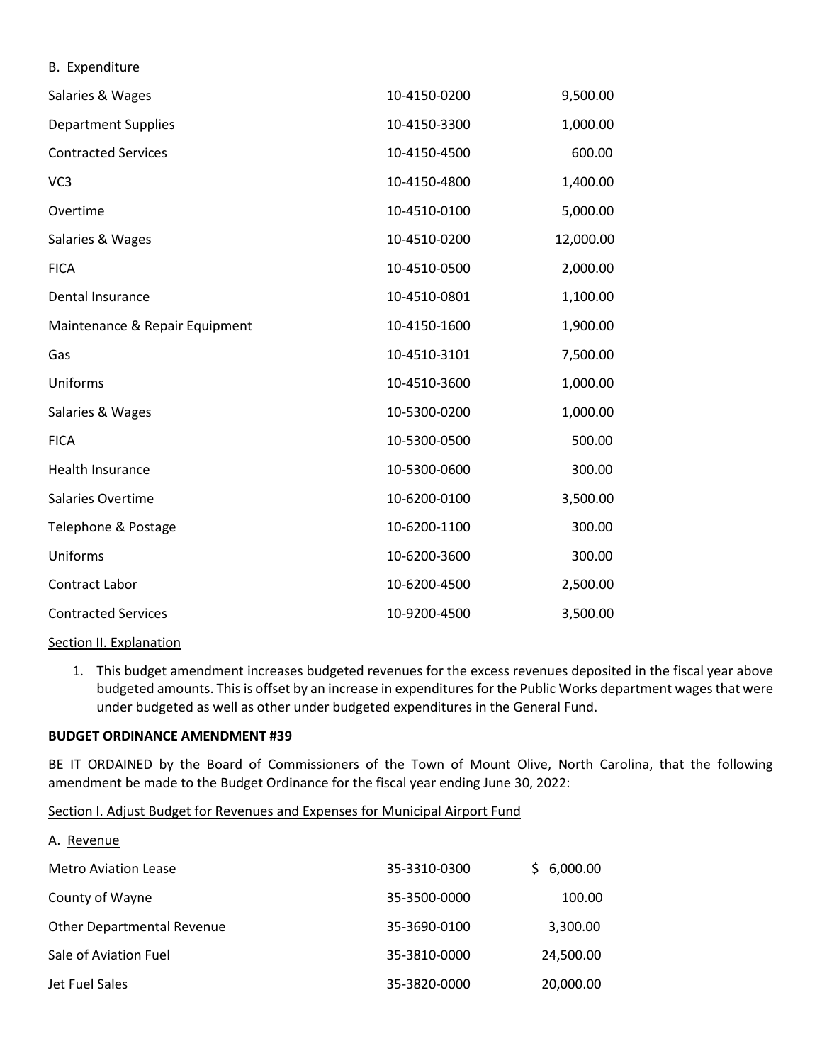B. Expenditure

| | | |
|---|---|---|
| Salaries & Wages | 10-4150-0200 | 9,500.00 |
| Department Supplies | 10-4150-3300 | 1,000.00 |
| Contracted Services | 10-4150-4500 | 600.00 |
| VC3 | 10-4150-4800 | 1,400.00 |
| Overtime | 10-4510-0100 | 5,000.00 |
| Salaries & Wages | 10-4510-0200 | 12,000.00 |
| FICA | 10-4510-0500 | 2,000.00 |
| Dental Insurance | 10-4510-0801 | 1,100.00 |
| Maintenance & Repair Equipment | 10-4150-1600 | 1,900.00 |
| Gas | 10-4510-3101 | 7,500.00 |
| Uniforms | 10-4510-3600 | 1,000.00 |
| Salaries & Wages | 10-5300-0200 | 1,000.00 |
| FICA | 10-5300-0500 | 500.00 |
| Health Insurance | 10-5300-0600 | 300.00 |
| Salaries Overtime | 10-6200-0100 | 3,500.00 |
| Telephone & Postage | 10-6200-1100 | 300.00 |
| Uniforms | 10-6200-3600 | 300.00 |
| Contract Labor | 10-6200-4500 | 2,500.00 |
| Contracted Services | 10-9200-4500 | 3,500.00 |

Section II. Explanation

1. This budget amendment increases budgeted revenues for the excess revenues deposited in the fiscal year above budgeted amounts. This is offset by an increase in expenditures for the Public Works department wages that were under budgeted as well as other under budgeted expenditures in the General Fund.

**BUDGET ORDINANCE AMENDMENT #39**

BE IT ORDAINED by the Board of Commissioners of the Town of Mount Olive, North Carolina, that the following amendment be made to the Budget Ordinance for the fiscal year ending June 30, 2022:

Section I. Adjust Budget for Revenues and Expenses for Municipal Airport Fund

A. Revenue

| | | |
|---|---|---|
| Metro Aviation Lease | 35-3310-0300 | $ 6,000.00 |
| County of Wayne | 35-3500-0000 | 100.00 |
| Other Departmental Revenue | 35-3690-0100 | 3,300.00 |
| Sale of Aviation Fuel | 35-3810-0000 | 24,500.00 |
| Jet Fuel Sales | 35-3820-0000 | 20,000.00 |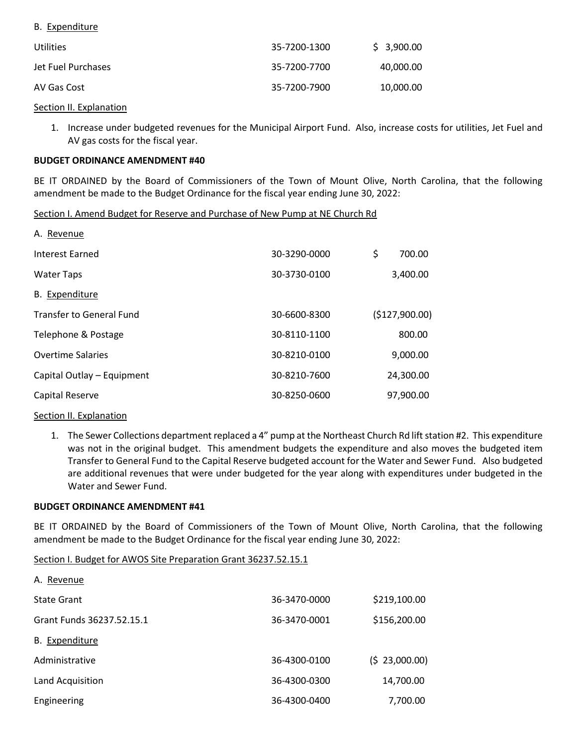B. Expenditure

| | | |
|---|---|---|
| Utilities | 35-7200-1300 | $ 3,900.00 |
| Jet Fuel Purchases | 35-7200-7700 | 40,000.00 |
| AV Gas Cost | 35-7200-7900 | 10,000.00 |

Section II. Explanation

1. Increase under budgeted revenues for the Municipal Airport Fund. Also, increase costs for utilities, Jet Fuel and AV gas costs for the fiscal year.

**BUDGET ORDINANCE AMENDMENT #40**

BE IT ORDAINED by the Board of Commissioners of the Town of Mount Olive, North Carolina, that the following amendment be made to the Budget Ordinance for the fiscal year ending June 30, 2022:

Section I. Amend Budget for Reserve and Purchase of New Pump at NE Church Rd

A. Revenue

| | | |
|---|---|---|
| Interest Earned | 30-3290-0000 | $ 700.00 |
| Water Taps | 30-3730-0100 | 3,400.00 |

B. Expenditure

| | | |
|---|---|---|
| Transfer to General Fund | 30-6600-8300 | ($127,900.00) |
| Telephone & Postage | 30-8110-1100 | 800.00 |
| Overtime Salaries | 30-8210-0100 | 9,000.00 |
| Capital Outlay – Equipment | 30-8210-7600 | 24,300.00 |
| Capital Reserve | 30-8250-0600 | 97,900.00 |

Section II. Explanation

1. The Sewer Collections department replaced a 4" pump at the Northeast Church Rd lift station #2. This expenditure was not in the original budget. This amendment budgets the expenditure and also moves the budgeted item Transfer to General Fund to the Capital Reserve budgeted account for the Water and Sewer Fund. Also budgeted are additional revenues that were under budgeted for the year along with expenditures under budgeted in the Water and Sewer Fund.

**BUDGET ORDINANCE AMENDMENT #41**

BE IT ORDAINED by the Board of Commissioners of the Town of Mount Olive, North Carolina, that the following amendment be made to the Budget Ordinance for the fiscal year ending June 30, 2022:

Section I. Budget for AWOS Site Preparation Grant 36237.52.15.1

A. Revenue

| | | |
|---|---|---|
| State Grant | 36-3470-0000 | $219,100.00 |
| Grant Funds 36237.52.15.1 | 36-3470-0001 | $156,200.00 |

B. Expenditure

| | | |
|---|---|---|
| Administrative | 36-4300-0100 | ($ 23,000.00) |
| Land Acquisition | 36-4300-0300 | 14,700.00 |
| Engineering | 36-4300-0400 | 7,700.00 |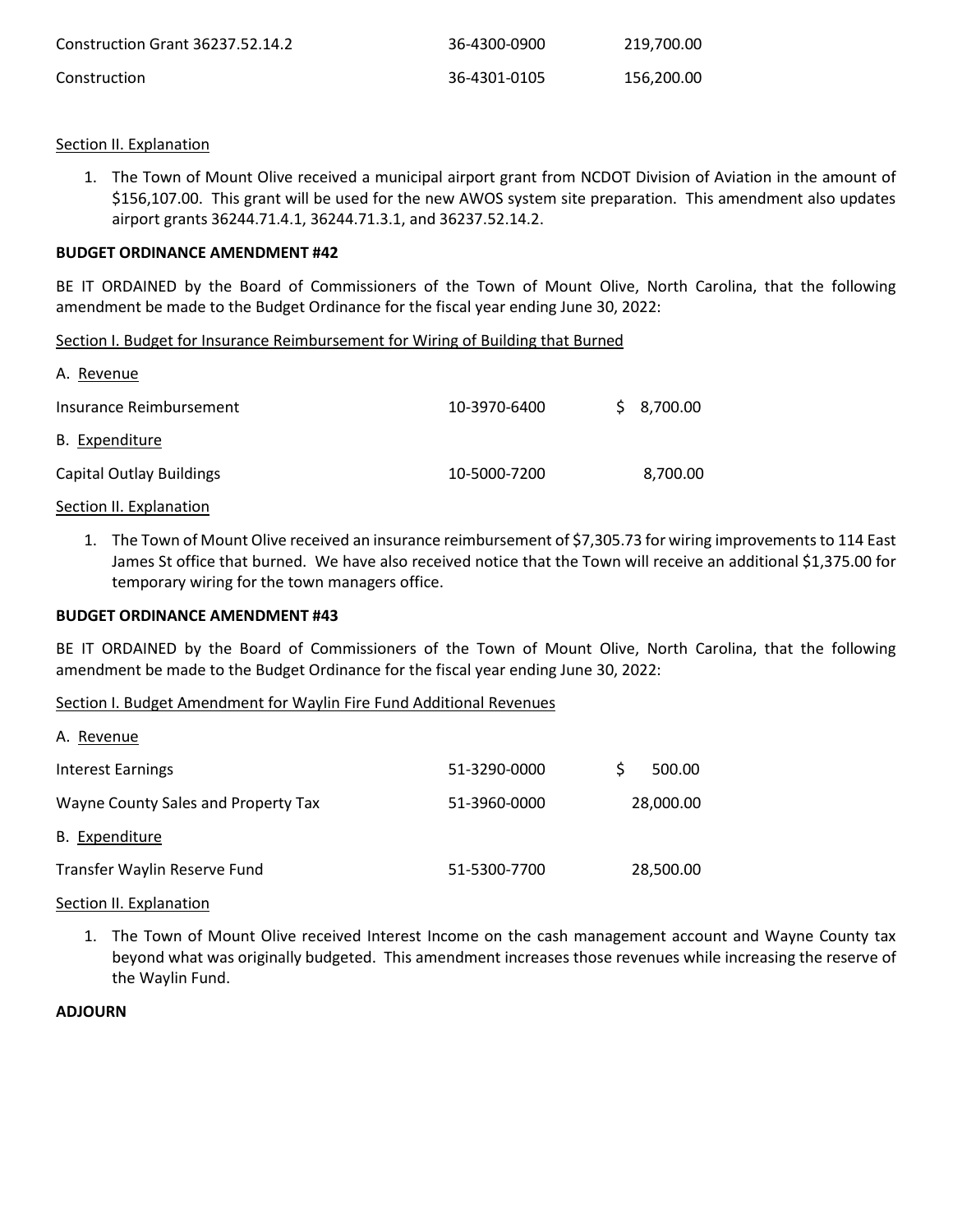| | | |
|---|---|---|
| Construction Grant 36237.52.14.2 | 36-4300-0900 | 219,700.00 |
| Construction | 36-4301-0105 | 156,200.00 |

Section II. Explanation

1. The Town of Mount Olive received a municipal airport grant from NCDOT Division of Aviation in the amount of $156,107.00. This grant will be used for the new AWOS system site preparation. This amendment also updates airport grants 36244.71.4.1, 36244.71.3.1, and 36237.52.14.2.

**BUDGET ORDINANCE AMENDMENT #42**

BE IT ORDAINED by the Board of Commissioners of the Town of Mount Olive, North Carolina, that the following amendment be made to the Budget Ordinance for the fiscal year ending June 30, 2022:

Section I. Budget for Insurance Reimbursement for Wiring of Building that Burned

A. Revenue

| | | |
|---|---|---|
| Insurance Reimbursement | 10-3970-6400 | $ 8,700.00 |

B. Expenditure

| | | |
|---|---|---|
| Capital Outlay Buildings | 10-5000-7200 | 8,700.00 |

Section II. Explanation

1. The Town of Mount Olive received an insurance reimbursement of $7,305.73 for wiring improvements to 114 East James St office that burned. We have also received notice that the Town will receive an additional $1,375.00 for temporary wiring for the town managers office.

**BUDGET ORDINANCE AMENDMENT #43**

BE IT ORDAINED by the Board of Commissioners of the Town of Mount Olive, North Carolina, that the following amendment be made to the Budget Ordinance for the fiscal year ending June 30, 2022:

Section I. Budget Amendment for Waylin Fire Fund Additional Revenues

A. Revenue

| | | |
|---|---|---|
| Interest Earnings | 51-3290-0000 | $ 500.00 |
| Wayne County Sales and Property Tax | 51-3960-0000 | 28,000.00 |

B. Expenditure

| | | |
|---|---|---|
| Transfer Waylin Reserve Fund | 51-5300-7700 | 28,500.00 |

Section II. Explanation

1. The Town of Mount Olive received Interest Income on the cash management account and Wayne County tax beyond what was originally budgeted. This amendment increases those revenues while increasing the reserve of the Waylin Fund.

**ADJOURN**